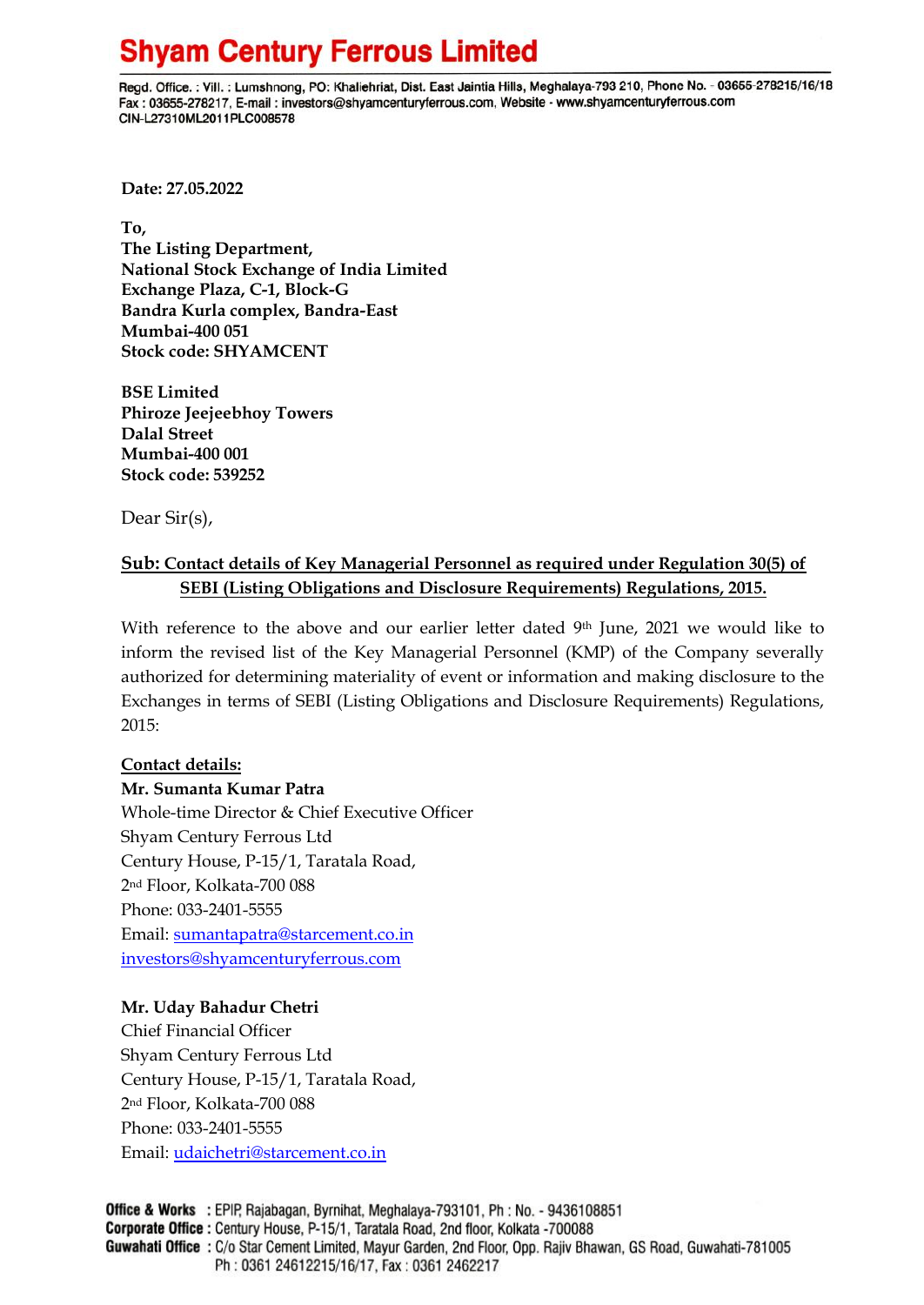# Shyam Century Ferrous Limited

Regd. Office. : Vill. : Lumshnong, PO: Khaliehriat, Dist. East Jaintia Hills, Meghalaya-793 210, Phone No. - 03655-278215/16/18
Fax : 03655-278217, E-mail : investors@shyamcenturyferrous.com, Website - www.shyamcenturyferrous.com
CIN-L27310ML2011PLC008578

**Date: 27.05.2022**

**To,**
**The Listing Department,**
**National Stock Exchange of India Limited**
**Exchange Plaza, C-1, Block-G**
**Bandra Kurla complex, Bandra-East**
**Mumbai-400 051**
**Stock code: SHYAMCENT**

**BSE Limited**
**Phiroze Jeejeebhoy Towers**
**Dalal Street**
**Mumbai-400 001**
**Stock code: 539252**

Dear Sir(s),

**Sub: Contact details of Key Managerial Personnel as required under Regulation 30(5) of SEBI (Listing Obligations and Disclosure Requirements) Regulations, 2015.**

With reference to the above and our earlier letter dated 9th June, 2021 we would like to inform the revised list of the Key Managerial Personnel (KMP) of the Company severally authorized for determining materiality of event or information and making disclosure to the Exchanges in terms of SEBI (Listing Obligations and Disclosure Requirements) Regulations, 2015:

**Contact details:**

**Mr. Sumanta Kumar Patra**
Whole-time Director & Chief Executive Officer
Shyam Century Ferrous Ltd
Century House, P-15/1, Taratala Road,
2nd Floor, Kolkata-700 088
Phone: 033-2401-5555
Email: sumantapatra@starcement.co.in
investors@shyamcenturyferrous.com

**Mr. Uday Bahadur Chetri**
Chief Financial Officer
Shyam Century Ferrous Ltd
Century House, P-15/1, Taratala Road,
2nd Floor, Kolkata-700 088
Phone: 033-2401-5555
Email: udaichetri@starcement.co.in

**Office & Works** : EPIP, Rajabagan, Byrnihat, Meghalaya-793101, Ph : No. - 9436108851
**Corporate Office** : Century House, P-15/1, Taratala Road, 2nd floor, Kolkata -700088
**Guwahati Office** : C/o Star Cement Limited, Mayur Garden, 2nd Floor, Opp. Rajiv Bhawan, GS Road, Guwahati-781005
Ph : 0361 24612215/16/17, Fax : 0361 2462217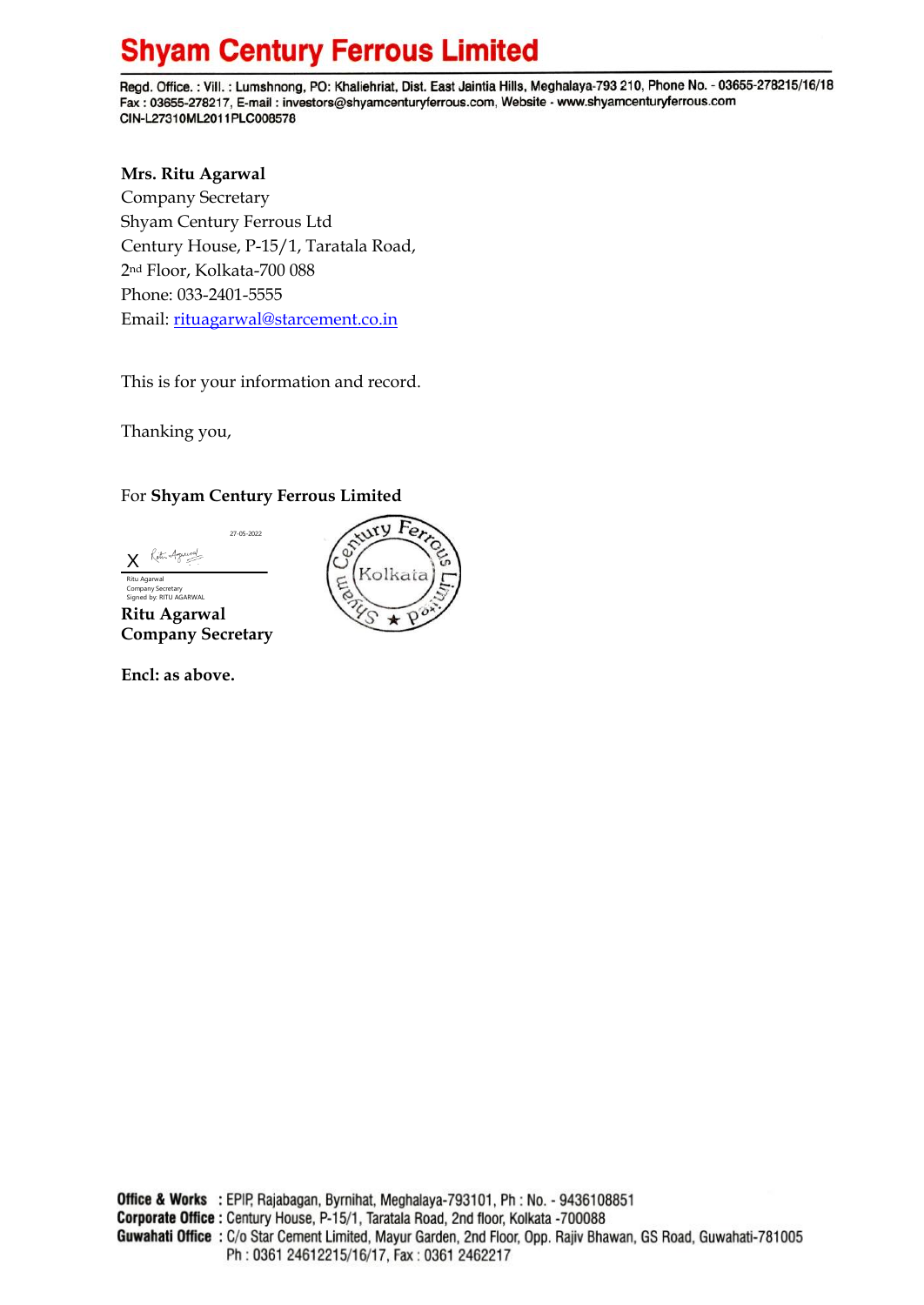# Shyam Century Ferrous Limited

Regd. Office. : Vill. : Lumshnong, PO: Khaliehriat, Dist. East Jaintia Hills, Meghalaya-793 210, Phone No. - 03655-278215/16/18
Fax : 03655-278217, E-mail : investors@shyamcenturyferrous.com, Website - www.shyamcenturyferrous.com
CIN-L27310ML2011PLC008578

**Mrs. Ritu Agarwal**
Company Secretary
Shyam Century Ferrous Ltd
Century House, P-15/1, Taratala Road,
2nd Floor, Kolkata-700 088
Phone: 033-2401-5555
Email: rituagarwal@starcement.co.in

This is for your information and record.

Thanking you,

For **Shyam Century Ferrous Limited**

27-05-2022

X

Ritu Agarwal
Company Secretary
Signed by: RITU AGARWAL

Shyam Century Ferrous Limited
Kolkata

**Ritu Agarwal**
**Company Secretary**

**Encl: as above.**

**Office & Works** : EPIP, Rajabagan, Byrnihat, Meghalaya-793101, Ph : No. - 9436108851
**Corporate Office** : Century House, P-15/1, Taratala Road, 2nd floor, Kolkata -700088
**Guwahati Office** : C/o Star Cement Limited, Mayur Garden, 2nd Floor, Opp. Rajiv Bhawan, GS Road, Guwahati-781005
Ph : 0361 24612215/16/17, Fax : 0361 2462217